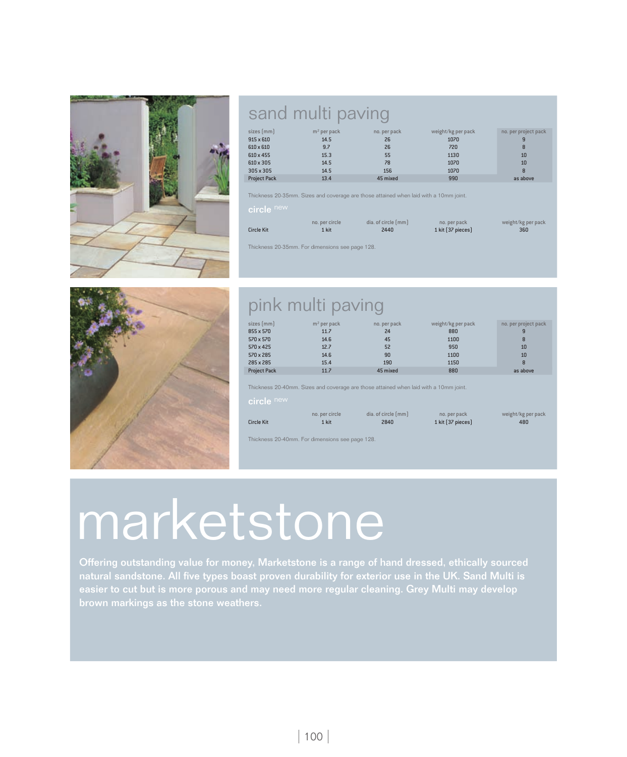## sand multi paving

| sizes (mm) | m² per pack | no. per pack | weight/kg per pack | no. per project pack |
|---|---|---|---|---|
| 915 x 610 | 14.5 | 26 | 1070 | 9 |
| 610 x 610 | 9.7 | 26 | 720 | 8 |
| 610 x 455 | 15.3 | 55 | 1130 | 10 |
| 610 x 305 | 14.5 | 78 | 1070 | 10 |
| 305 x 305 | 14.5 | 156 | 1070 | 8 |
| Project Pack | 13.4 | 45 mixed | 990 | as above |

Thickness 20-35mm. Sizes and coverage are those attained when laid with a 10mm joint.

### circle new

| | no. per circle | dia. of circle (mm) | no. per pack | weight/kg per pack |
|---|---|---|---|---|
| Circle Kit | 1 kit | 2440 | 1 kit (37 pieces) | 360 |

Thickness 20-35mm. For dimensions see page 128.

## pink multi paving

| sizes (mm) | m² per pack | no. per pack | weight/kg per pack | no. per project pack |
|---|---|---|---|---|
| 855 x 570 | 11.7 | 24 | 880 | 9 |
| 570 x 570 | 14.6 | 45 | 1100 | 8 |
| 570 x 425 | 12.7 | 52 | 950 | 10 |
| 570 x 285 | 14.6 | 90 | 1100 | 10 |
| 285 x 285 | 15.4 | 190 | 1150 | 8 |
| Project Pack | 11.7 | 45 mixed | 880 | as above |

Thickness 20-40mm. Sizes and coverage are those attained when laid with a 10mm joint.

### circle new

| | no. per circle | dia. of circle (mm) | no. per pack | weight/kg per pack |
|---|---|---|---|---|
| Circle Kit | 1 kit | 2840 | 1 kit (37 pieces) | 480 |

Thickness 20-40mm. For dimensions see page 128.

# marketstone

**Offering outstanding value for money, Marketstone is a range of hand dressed, ethically sourced natural sandstone. All five types boast proven durability for exterior use in the UK. Sand Multi is easier to cut but is more porous and may need more regular cleaning. Grey Multi may develop brown markings as the stone weathers.**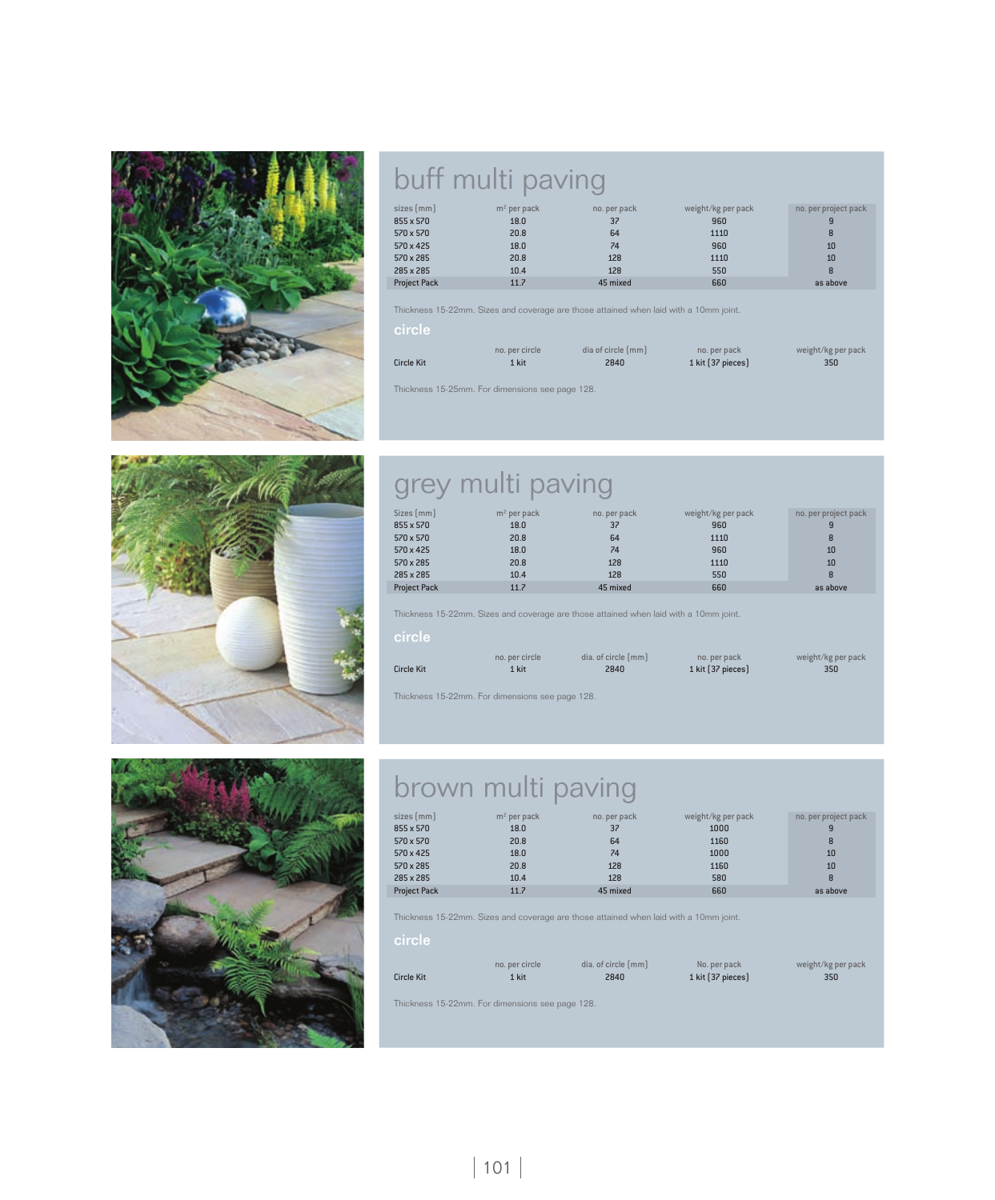# buff multi paving

| sizes (mm) | m² per pack | no. per pack | weight/kg per pack | no. per project pack |
|---|---|---|---|---|
| 855 x 570 | 18.0 | 37 | 960 | 9 |
| 570 x 570 | 20.8 | 64 | 1110 | 8 |
| 570 x 425 | 18.0 | 74 | 960 | 10 |
| 570 x 285 | 20.8 | 128 | 1110 | 10 |
| 285 x 285 | 10.4 | 128 | 550 | 8 |
| Project Pack | 11.7 | 45 mixed | 660 | as above |

Thickness 15-22mm. Sizes and coverage are those attained when laid with a 10mm joint.

## circle

| | no. per circle | dia of circle (mm) | no. per pack | weight/kg per pack |
|---|---|---|---|---|
| Circle Kit | 1 kit | 2840 | 1 kit (37 pieces) | 350 |

Thickness 15-25mm. For dimensions see page 128.

# grey multi paving

| Sizes (mm) | m² per pack | no. per pack | weight/kg per pack | no. per project pack |
|---|---|---|---|---|
| 855 x 570 | 18.0 | 37 | 960 | 9 |
| 570 x 570 | 20.8 | 64 | 1110 | 8 |
| 570 x 425 | 18.0 | 74 | 960 | 10 |
| 570 x 285 | 20.8 | 128 | 1110 | 10 |
| 285 x 285 | 10.4 | 128 | 550 | 8 |
| Project Pack | 11.7 | 45 mixed | 660 | as above |

Thickness 15-22mm. Sizes and coverage are those attained when laid with a 10mm joint.

## circle

| | no. per circle | dia. of circle (mm) | no. per pack | weight/kg per pack |
|---|---|---|---|---|
| Circle Kit | 1 kit | 2840 | 1 kit (37 pieces) | 350 |

Thickness 15-22mm. For dimensions see page 128.

# brown multi paving

| sizes (mm) | m² per pack | no. per pack | weight/kg per pack | no. per project pack |
|---|---|---|---|---|
| 855 x 570 | 18.0 | 37 | 1000 | 9 |
| 570 x 570 | 20.8 | 64 | 1160 | 8 |
| 570 x 425 | 18.0 | 74 | 1000 | 10 |
| 570 x 285 | 20.8 | 128 | 1160 | 10 |
| 285 x 285 | 10.4 | 128 | 580 | 8 |
| Project Pack | 11.7 | 45 mixed | 660 | as above |

Thickness 15-22mm. Sizes and coverage are those attained when laid with a 10mm joint.

## circle

| | no. per circle | dia. of circle (mm) | No. per pack | weight/kg per pack |
|---|---|---|---|---|
| Circle Kit | 1 kit | 2840 | 1 kit (37 pieces) | 350 |

Thickness 15-22mm. For dimensions see page 128.